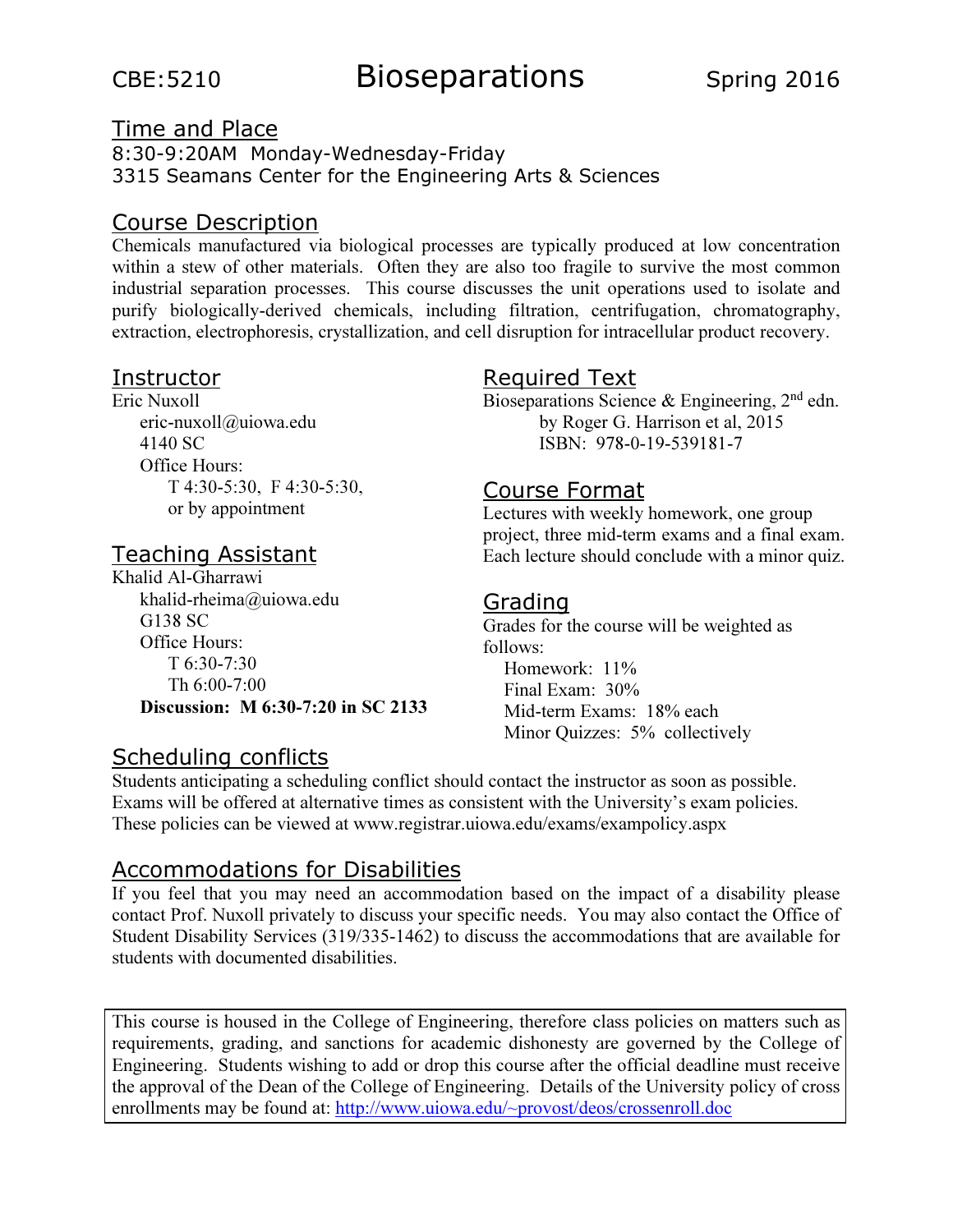# CBE:5210 Bioseparations Spring 2016

## Time and Place

8:30-9:20AM Monday-Wednesday-Friday
3315 Seamans Center for the Engineering Arts & Sciences

## Course Description

Chemicals manufactured via biological processes are typically produced at low concentration within a stew of other materials. Often they are also too fragile to survive the most common industrial separation processes. This course discusses the unit operations used to isolate and purify biologically-derived chemicals, including filtration, centrifugation, chromatography, extraction, electrophoresis, crystallization, and cell disruption for intracellular product recovery.

## Instructor

Eric Nuxoll
eric-nuxoll@uiowa.edu
4140 SC
Office Hours:
T 4:30-5:30, F 4:30-5:30,
or by appointment

## Teaching Assistant

Khalid Al-Gharrawi
khalid-rheima@uiowa.edu
G138 SC
Office Hours:
T 6:30-7:30
Th 6:00-7:00
**Discussion: M 6:30-7:20 in SC 2133**

## Required Text

Bioseparations Science & Engineering, 2nd edn.
by Roger G. Harrison et al, 2015
ISBN: 978-0-19-539181-7

## Course Format

Lectures with weekly homework, one group project, three mid-term exams and a final exam. Each lecture should conclude with a minor quiz.

## Grading

Grades for the course will be weighted as follows:

- Homework: 11%
- Final Exam: 30%
- Mid-term Exams: 18% each
- Minor Quizzes: 5% collectively

## Scheduling conflicts

Students anticipating a scheduling conflict should contact the instructor as soon as possible. Exams will be offered at alternative times as consistent with the University's exam policies. These policies can be viewed at www.registrar.uiowa.edu/exams/exampolicy.aspx

## Accommodations for Disabilities

If you feel that you may need an accommodation based on the impact of a disability please contact Prof. Nuxoll privately to discuss your specific needs. You may also contact the Office of Student Disability Services (319/335-1462) to discuss the accommodations that are available for students with documented disabilities.

This course is housed in the College of Engineering, therefore class policies on matters such as requirements, grading, and sanctions for academic dishonesty are governed by the College of Engineering. Students wishing to add or drop this course after the official deadline must receive the approval of the Dean of the College of Engineering. Details of the University policy of cross enrollments may be found at: http://www.uiowa.edu/~provost/deos/crossenroll.doc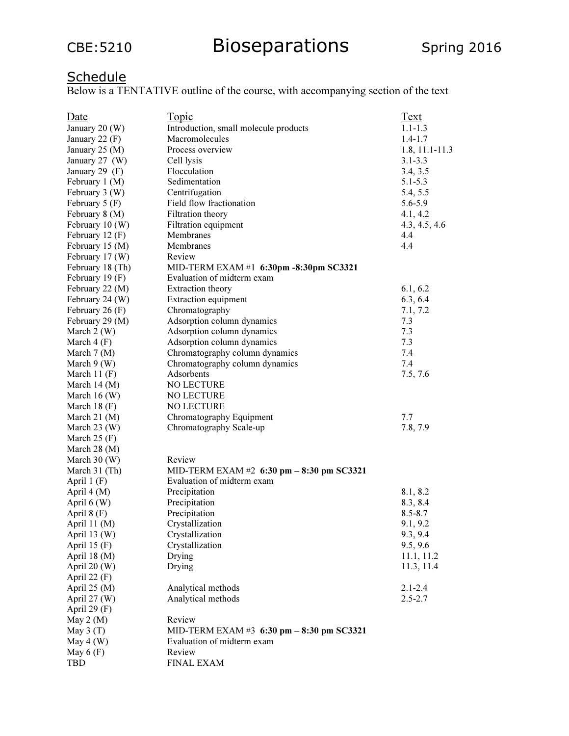CBE:5210 **Bioseparations** Spring 2016

## Schedule

Below is a TENTATIVE outline of the course, with accompanying section of the text

| Date | Topic | Text |
|---|---|---|
| January 20 (W) | Introduction, small molecule products | 1.1-1.3 |
| January 22 (F) | Macromolecules | 1.4-1.7 |
| January 25 (M) | Process overview | 1.8, 11.1-11.3 |
| January 27 (W) | Cell lysis | 3.1-3.3 |
| January 29 (F) | Flocculation | 3.4, 3.5 |
| February 1 (M) | Sedimentation | 5.1-5.3 |
| February 3 (W) | Centrifugation | 5.4, 5.5 |
| February 5 (F) | Field flow fractionation | 5.6-5.9 |
| February 8 (M) | Filtration theory | 4.1, 4.2 |
| February 10 (W) | Filtration equipment | 4.3, 4.5, 4.6 |
| February 12 (F) | Membranes | 4.4 |
| February 15 (M) | Membranes | 4.4 |
| February 17 (W) | Review | |
| February 18 (Th) | MID-TERM EXAM #1 **6:30pm -8:30pm SC3321** | |
| February 19 (F) | Evaluation of midterm exam | |
| February 22 (M) | Extraction theory | 6.1, 6.2 |
| February 24 (W) | Extraction equipment | 6.3, 6.4 |
| February 26 (F) | Chromatography | 7.1, 7.2 |
| February 29 (M) | Adsorption column dynamics | 7.3 |
| March 2 (W) | Adsorption column dynamics | 7.3 |
| March 4 (F) | Adsorption column dynamics | 7.3 |
| March 7 (M) | Chromatography column dynamics | 7.4 |
| March 9 (W) | Chromatography column dynamics | 7.4 |
| March 11 (F) | Adsorbents | 7.5, 7.6 |
| March 14 (M) | NO LECTURE | |
| March 16 (W) | NO LECTURE | |
| March 18 (F) | NO LECTURE | |
| March 21 (M) | Chromatography Equipment | 7.7 |
| March 23 (W) | Chromatography Scale-up | 7.8, 7.9 |
| March 25 (F) | | |
| March 28 (M) | | |
| March 30 (W) | Review | |
| March 31 (Th) | MID-TERM EXAM #2 **6:30 pm – 8:30 pm SC3321** | |
| April 1 (F) | Evaluation of midterm exam | |
| April 4 (M) | Precipitation | 8.1, 8.2 |
| April 6 (W) | Precipitation | 8.3, 8.4 |
| April 8 (F) | Precipitation | 8.5-8.7 |
| April 11 (M) | Crystallization | 9.1, 9.2 |
| April 13 (W) | Crystallization | 9.3, 9.4 |
| April 15 (F) | Crystallization | 9.5, 9.6 |
| April 18 (M) | Drying | 11.1, 11.2 |
| April 20 (W) | Drying | 11.3, 11.4 |
| April 22 (F) | | |
| April 25 (M) | Analytical methods | 2.1-2.4 |
| April 27 (W) | Analytical methods | 2.5-2.7 |
| April 29 (F) | | |
| May 2 (M) | Review | |
| May 3 (T) | MID-TERM EXAM #3 **6:30 pm – 8:30 pm SC3321** | |
| May 4 (W) | Evaluation of midterm exam | |
| May 6 (F) | Review | |
| TBD | FINAL EXAM | |